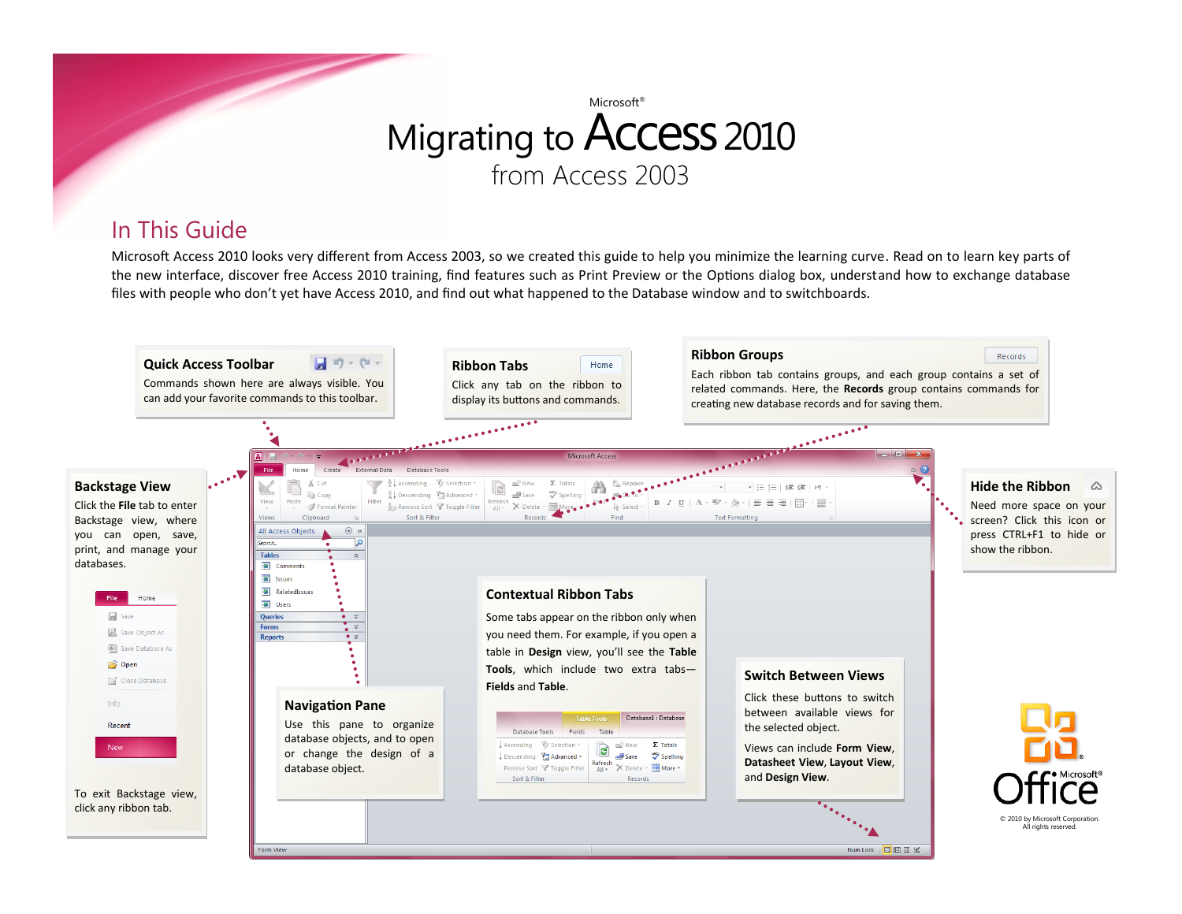Microsoft®

# Migrating to Access 2010

from Access 2003

## In This Guide

Microsoft Access 2010 looks very different from Access 2003, so we created this guide to help you minimize the learning curve. Read on to learn key parts of the new interface, discover free Access 2010 training, find features such as Print Preview or the Options dialog box, understand how to exchange database files with people who don't yet have Access 2010, and find out what happened to the Database window and to switchboards.

### Quick Access Toolbar

Commands shown here are always visible. You can add your favorite commands to this toolbar.

### Ribbon Tabs

Click any tab on the ribbon to display its buttons and commands.

### Ribbon Groups

Each ribbon tab contains groups, and each group contains a set of related commands. Here, the **Records** group contains commands for creating new database records and for saving them.

### Backstage View

Click the **File** tab to enter Backstage view, where you can open, save, print, and manage your databases.

To exit Backstage view, click any ribbon tab.

### Hide the Ribbon

Need more space on your screen? Click this icon or press CTRL+F1 to hide or show the ribbon.

### Contextual Ribbon Tabs

Some tabs appear on the ribbon only when you need them. For example, if you open a table in **Design** view, you'll see the **Table Tools**, which include two extra tabs—**Fields** and **Table**.

### Navigation Pane

Use this pane to organize database objects, and to open or change the design of a database object.

### Switch Between Views

Click these buttons to switch between available views for the selected object.

Views can include **Form View**, **Datasheet View**, **Layout View**, and **Design View**.

© 2010 by Microsoft Corporation. All rights reserved.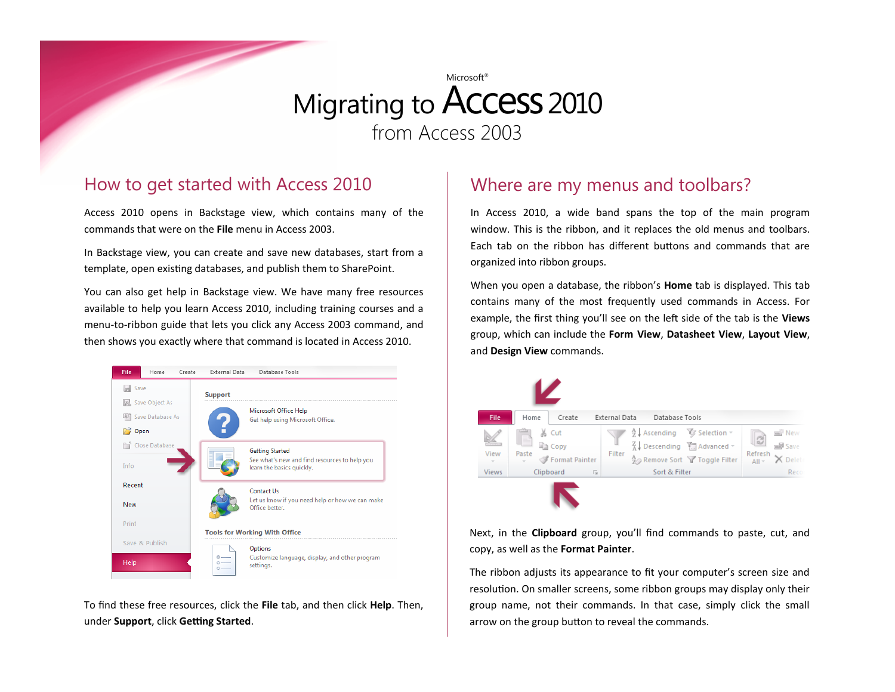Microsoft®

# Migrating to Access 2010 from Access 2003

## How to get started with Access 2010

Access 2010 opens in Backstage view, which contains many of the commands that were on the **File** menu in Access 2003.

In Backstage view, you can create and save new databases, start from a template, open existing databases, and publish them to SharePoint.

You can also get help in Backstage view. We have many free resources available to help you learn Access 2010, including training courses and a menu-to-ribbon guide that lets you click any Access 2003 command, and then shows you exactly where that command is located in Access 2010.

To find these free resources, click the **File** tab, and then click **Help**. Then, under **Support**, click **Getting Started**.

## Where are my menus and toolbars?

In Access 2010, a wide band spans the top of the main program window. This is the ribbon, and it replaces the old menus and toolbars. Each tab on the ribbon has different buttons and commands that are organized into ribbon groups.

When you open a database, the ribbon's **Home** tab is displayed. This tab contains many of the most frequently used commands in Access. For example, the first thing you'll see on the left side of the tab is the **Views** group, which can include the **Form View**, **Datasheet View**, **Layout View**, and **Design View** commands.

Next, in the **Clipboard** group, you'll find commands to paste, cut, and copy, as well as the **Format Painter**.

The ribbon adjusts its appearance to fit your computer's screen size and resolution. On smaller screens, some ribbon groups may display only their group name, not their commands. In that case, simply click the small arrow on the group button to reveal the commands.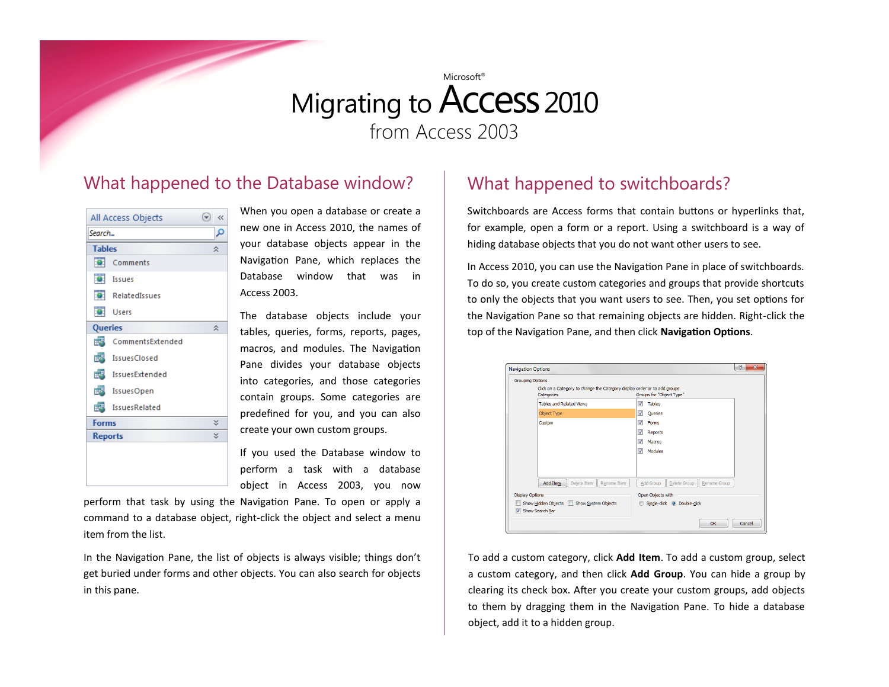Microsoft®

# Migrating to Access 2010

from Access 2003

## What happened to the Database window?

When you open a database or create a new one in Access 2010, the names of your database objects appear in the Navigation Pane, which replaces the Database window that was in Access 2003.

The database objects include your tables, queries, forms, reports, pages, macros, and modules. The Navigation Pane divides your database objects into categories, and those categories contain groups. Some categories are predefined for you, and you can also create your own custom groups.

If you used the Database window to perform a task with a database object in Access 2003, you now perform that task by using the Navigation Pane. To open or apply a command to a database object, right-click the object and select a menu item from the list.

In the Navigation Pane, the list of objects is always visible; things don't get buried under forms and other objects. You can also search for objects in this pane.

## What happened to switchboards?

Switchboards are Access forms that contain buttons or hyperlinks that, for example, open a form or a report. Using a switchboard is a way of hiding database objects that you do not want other users to see.

In Access 2010, you can use the Navigation Pane in place of switchboards. To do so, you create custom categories and groups that provide shortcuts to only the objects that you want users to see. Then, you set options for the Navigation Pane so that remaining objects are hidden. Right-click the top of the Navigation Pane, and then click **Navigation Options**.

To add a custom category, click **Add Item**. To add a custom group, select a custom category, and then click **Add Group**. You can hide a group by clearing its check box. After you create your custom groups, add objects to them by dragging them in the Navigation Pane. To hide a database object, add it to a hidden group.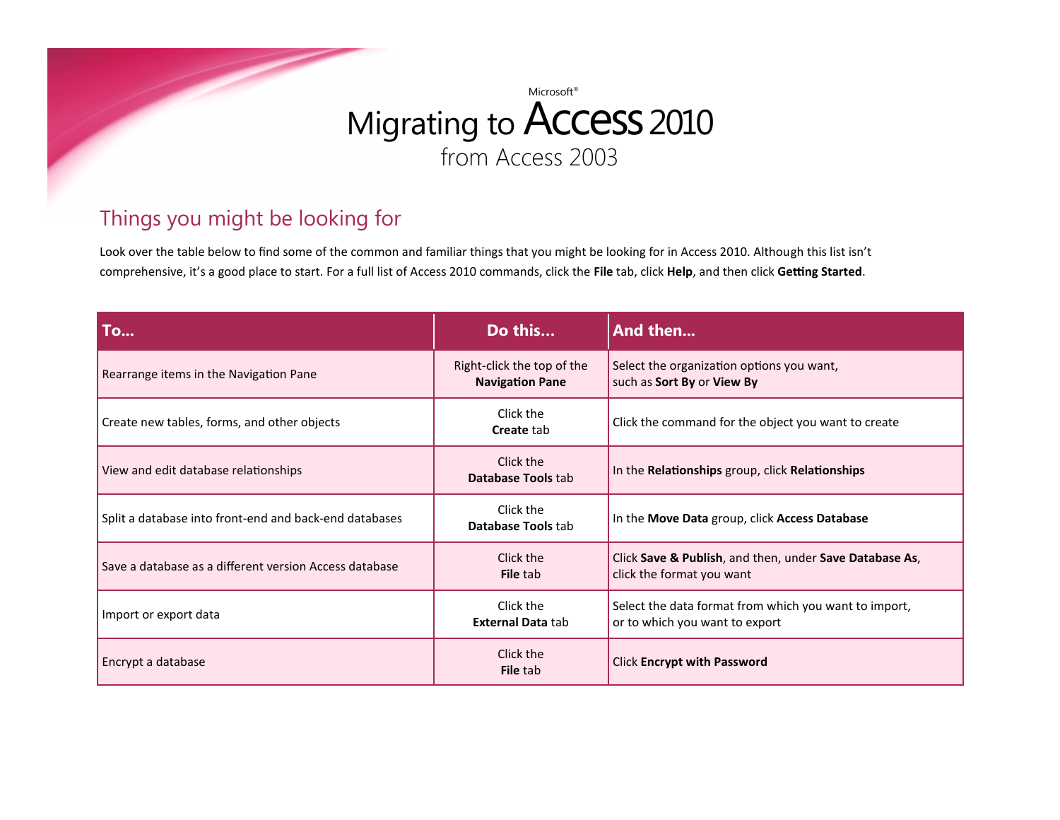Microsoft®

# Migrating to Access 2010

from Access 2003

## Things you might be looking for

Look over the table below to find some of the common and familiar things that you might be looking for in Access 2010. Although this list isn't comprehensive, it's a good place to start. For a full list of Access 2010 commands, click the **File** tab, click **Help**, and then click **Getting Started**.

| To... | Do this... | And then... |
|---|---|---|
| Rearrange items in the Navigation Pane | Right-click the top of the **Navigation Pane** | Select the organization options you want, such as **Sort By** or **View By** |
| Create new tables, forms, and other objects | Click the **Create** tab | Click the command for the object you want to create |
| View and edit database relationships | Click the **Database Tools** tab | In the **Relationships** group, click **Relationships** |
| Split a database into front-end and back-end databases | Click the **Database Tools** tab | In the **Move Data** group, click **Access Database** |
| Save a database as a different version Access database | Click the **File** tab | Click **Save & Publish**, and then, under **Save Database As**, click the format you want |
| Import or export data | Click the **External Data** tab | Select the data format from which you want to import, or to which you want to export |
| Encrypt a database | Click the **File** tab | Click **Encrypt with Password** |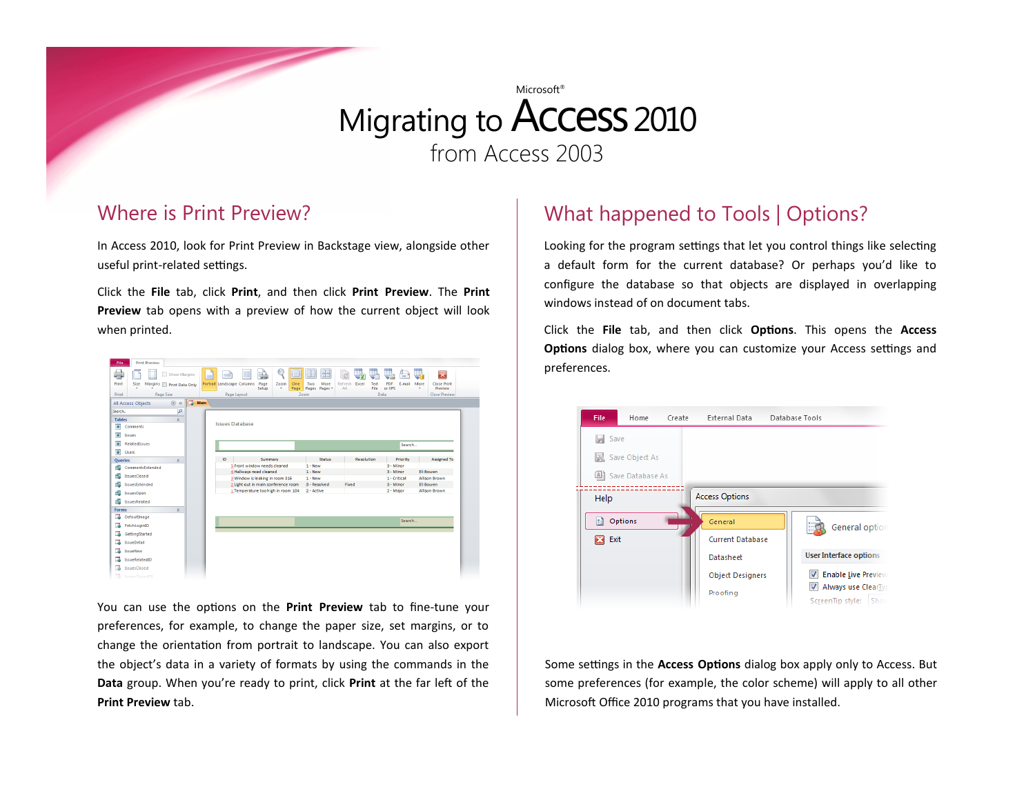Microsoft®

# Migrating to Access 2010 from Access 2003

## Where is Print Preview?

In Access 2010, look for Print Preview in Backstage view, alongside other useful print-related settings.

Click the **File** tab, click **Print**, and then click **Print Preview**. The **Print Preview** tab opens with a preview of how the current object will look when printed.

You can use the options on the **Print Preview** tab to fine-tune your preferences, for example, to change the paper size, set margins, or to change the orientation from portrait to landscape. You can also export the object's data in a variety of formats by using the commands in the **Data** group. When you're ready to print, click **Print** at the far left of the **Print Preview** tab.

## What happened to Tools | Options?

Looking for the program settings that let you control things like selecting a default form for the current database? Or perhaps you'd like to configure the database so that objects are displayed in overlapping windows instead of on document tabs.

Click the **File** tab, and then click **Options**. This opens the **Access Options** dialog box, where you can customize your Access settings and preferences.

Some settings in the **Access Options** dialog box apply only to Access. But some preferences (for example, the color scheme) will apply to all other Microsoft Office 2010 programs that you have installed.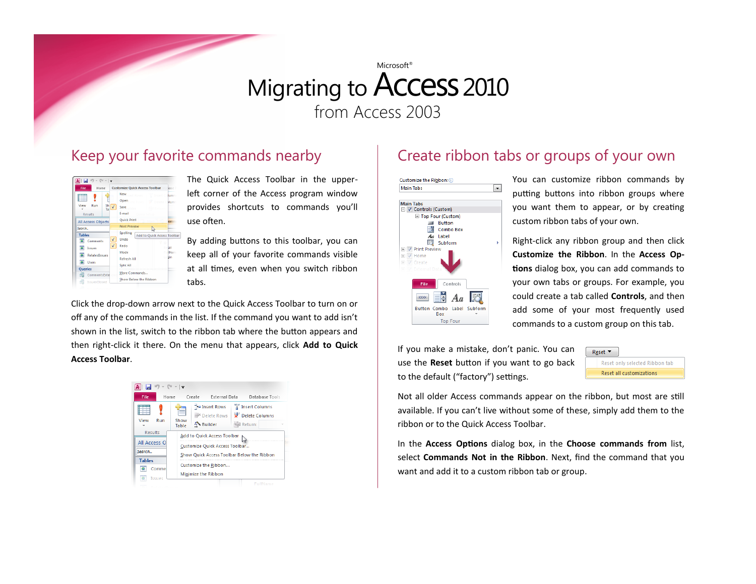Microsoft®

# Migrating to Access 2010 from Access 2003

## Keep your favorite commands nearby

The Quick Access Toolbar in the upper-left corner of the Access program window provides shortcuts to commands you'll use often.

By adding buttons to this toolbar, you can keep all of your favorite commands visible at all times, even when you switch ribbon tabs.

Click the drop-down arrow next to the Quick Access Toolbar to turn on or off any of the commands in the list. If the command you want to add isn't shown in the list, switch to the ribbon tab where the button appears and then right-click it there. On the menu that appears, click **Add to Quick Access Toolbar**.

## Create ribbon tabs or groups of your own

You can customize ribbon commands by putting buttons into ribbon groups where you want them to appear, or by creating custom ribbon tabs of your own.

Right-click any ribbon group and then click **Customize the Ribbon**. In the **Access Options** dialog box, you can add commands to your own tabs or groups. For example, you could create a tab called **Controls**, and then add some of your most frequently used commands to a custom group on this tab.

If you make a mistake, don't panic. You can use the **Reset** button if you want to go back to the default ("factory") settings.

Not all older Access commands appear on the ribbon, but most are still available. If you can't live without some of these, simply add them to the ribbon or to the Quick Access Toolbar.

In the **Access Options** dialog box, in the **Choose commands from** list, select **Commands Not in the Ribbon**. Next, find the command that you want and add it to a custom ribbon tab or group.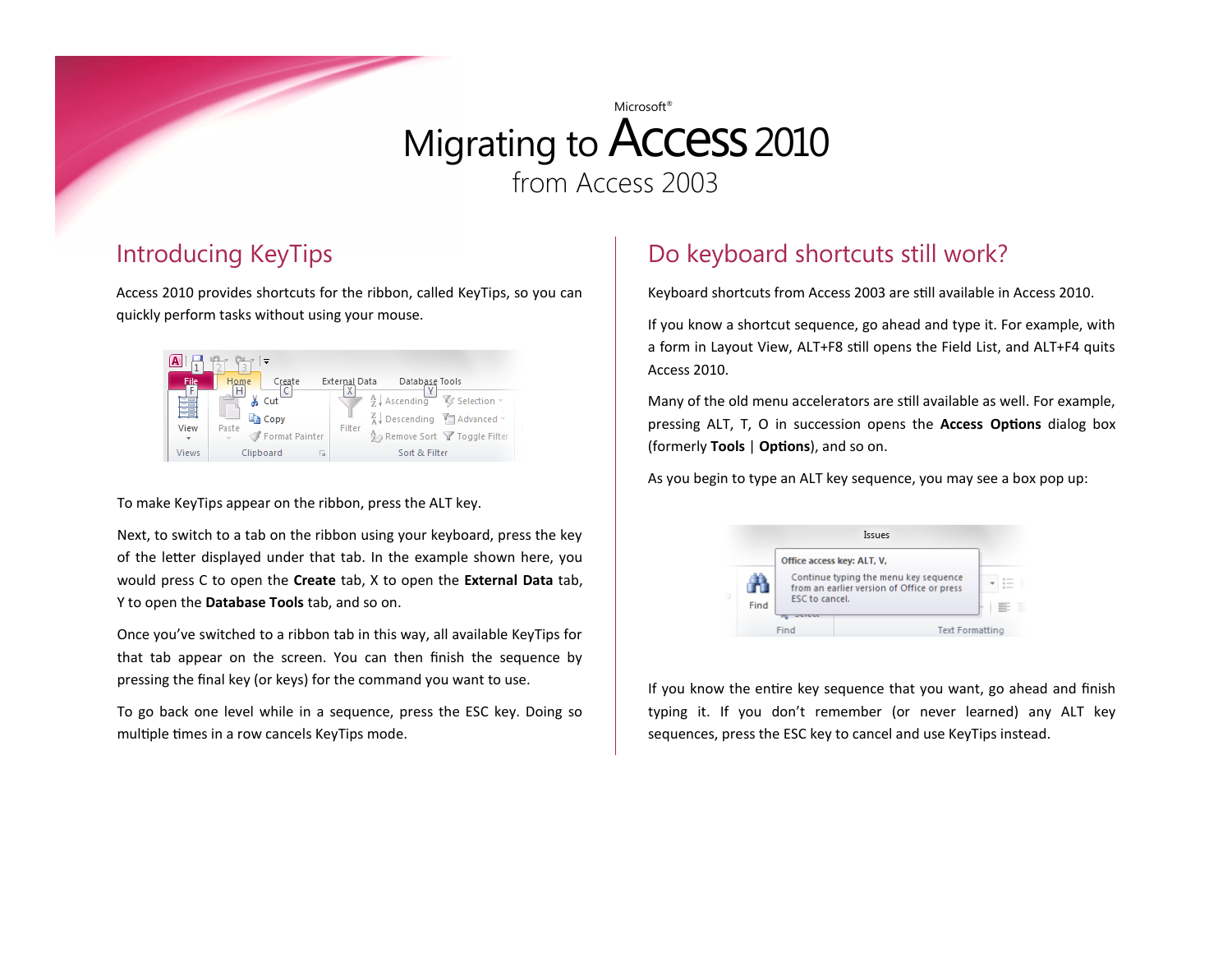Microsoft®

# Migrating to Access 2010

from Access 2003

## Introducing KeyTips

Access 2010 provides shortcuts for the ribbon, called KeyTips, so you can quickly perform tasks without using your mouse.

To make KeyTips appear on the ribbon, press the ALT key.

Next, to switch to a tab on the ribbon using your keyboard, press the key of the letter displayed under that tab. In the example shown here, you would press C to open the **Create** tab, X to open the **External Data** tab, Y to open the **Database Tools** tab, and so on.

Once you've switched to a ribbon tab in this way, all available KeyTips for that tab appear on the screen. You can then finish the sequence by pressing the final key (or keys) for the command you want to use.

To go back one level while in a sequence, press the ESC key. Doing so multiple times in a row cancels KeyTips mode.

## Do keyboard shortcuts still work?

Keyboard shortcuts from Access 2003 are still available in Access 2010.

If you know a shortcut sequence, go ahead and type it. For example, with a form in Layout View, ALT+F8 still opens the Field List, and ALT+F4 quits Access 2010.

Many of the old menu accelerators are still available as well. For example, pressing ALT, T, O in succession opens the **Access Options** dialog box (formerly **Tools** | **Options**), and so on.

As you begin to type an ALT key sequence, you may see a box pop up:

If you know the entire key sequence that you want, go ahead and finish typing it. If you don't remember (or never learned) any ALT key sequences, press the ESC key to cancel and use KeyTips instead.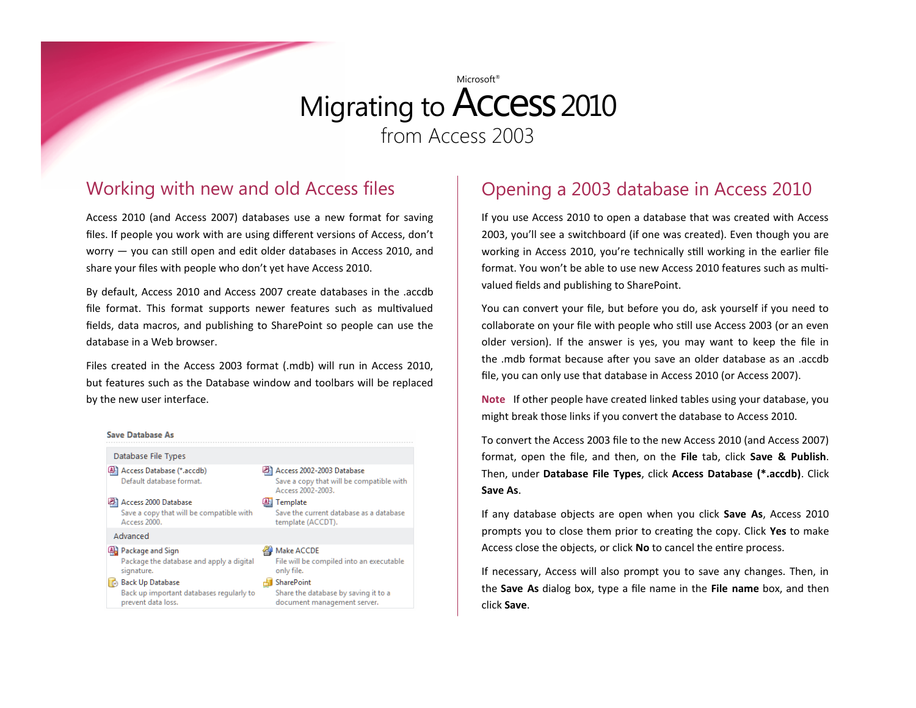Microsoft®

# Migrating to Access 2010 from Access 2003

## Working with new and old Access files

Access 2010 (and Access 2007) databases use a new format for saving files. If people you work with are using different versions of Access, don't worry — you can still open and edit older databases in Access 2010, and share your files with people who don't yet have Access 2010.

By default, Access 2010 and Access 2007 create databases in the .accdb file format. This format supports newer features such as multivalued fields, data macros, and publishing to SharePoint so people can use the database in a Web browser.

Files created in the Access 2003 format (.mdb) will run in Access 2010, but features such as the Database window and toolbars will be replaced by the new user interface.

Save Database As

Database File Types

Access Database (*.accdb)
Default database format.

Access 2002-2003 Database
Save a copy that will be compatible with Access 2002-2003.

Access 2000 Database
Save a copy that will be compatible with Access 2000.

Template
Save the current database as a database template (ACCDT).

Advanced

Package and Sign
Package the database and apply a digital signature.

Make ACCDE
File will be compiled into an executable only file.

Back Up Database
Back up important databases regularly to prevent data loss.

SharePoint
Share the database by saving it to a document management server.

## Opening a 2003 database in Access 2010

If you use Access 2010 to open a database that was created with Access 2003, you'll see a switchboard (if one was created). Even though you are working in Access 2010, you're technically still working in the earlier file format. You won't be able to use new Access 2010 features such as multi-valued fields and publishing to SharePoint.

You can convert your file, but before you do, ask yourself if you need to collaborate on your file with people who still use Access 2003 (or an even older version). If the answer is yes, you may want to keep the file in the .mdb format because after you save an older database as an .accdb file, you can only use that database in Access 2010 (or Access 2007).

**Note** If other people have created linked tables using your database, you might break those links if you convert the database to Access 2010.

To convert the Access 2003 file to the new Access 2010 (and Access 2007) format, open the file, and then, on the **File** tab, click **Save & Publish**. Then, under **Database File Types**, click **Access Database (*.accdb)**. Click **Save As**.

If any database objects are open when you click **Save As**, Access 2010 prompts you to close them prior to creating the copy. Click **Yes** to make Access close the objects, or click **No** to cancel the entire process.

If necessary, Access will also prompt you to save any changes. Then, in the **Save As** dialog box, type a file name in the **File name** box, and then click **Save**.